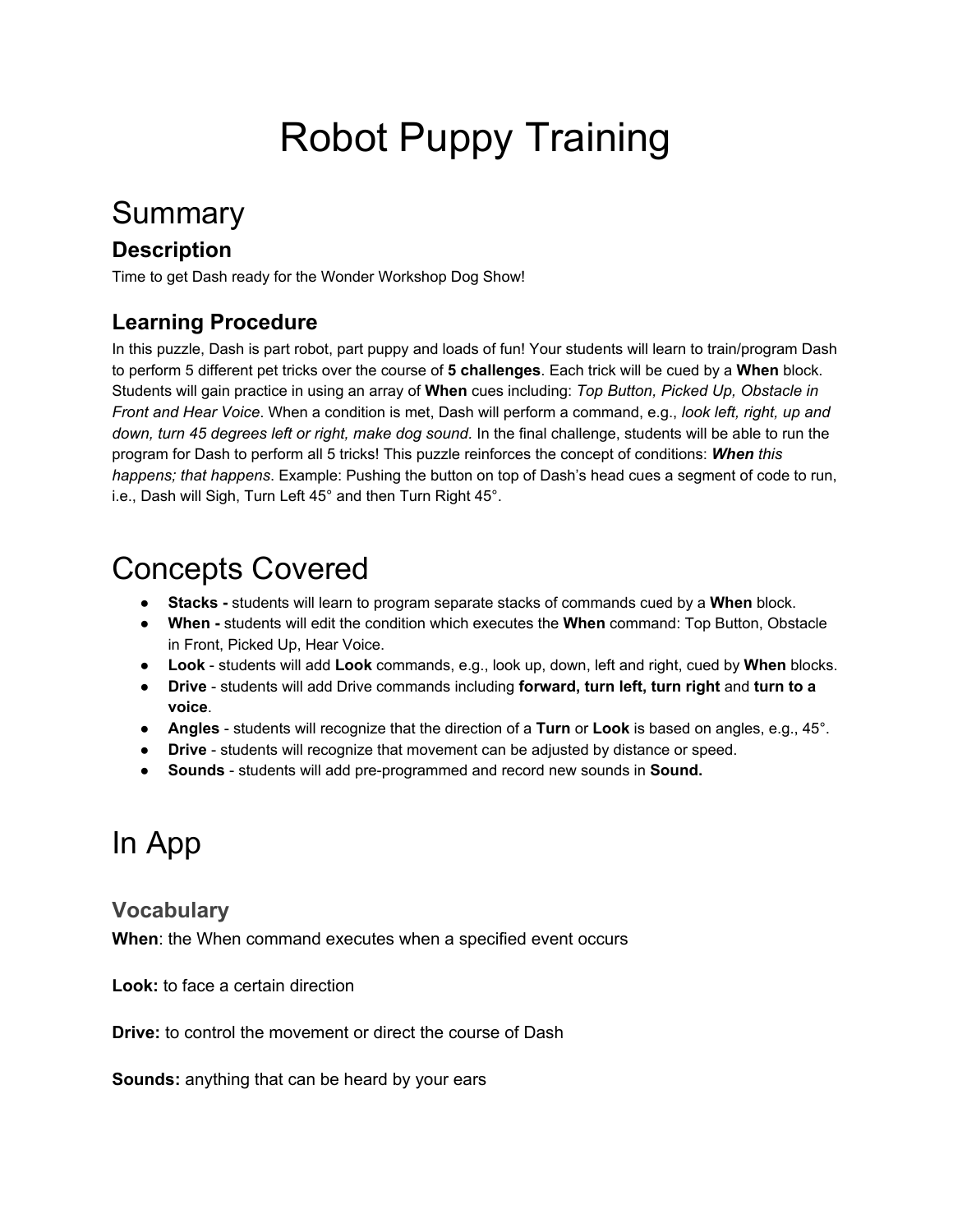# Robot Puppy Training

## Summary

### Description

Time to get Dash ready for the Wonder Workshop Dog Show!

### Learning Procedure

In this puzzle, Dash is part robot, part puppy and loads of fun! Your students will learn to train/program Dash to perform 5 different pet tricks over the course of **5 challenges**. Each trick will be cued by a **When** block. Students will gain practice in using an array of **When** cues including: *Top Button, Picked Up, Obstacle in Front and Hear Voice*. When a condition is met, Dash will perform a command, e.g., *look left, right, up and down, turn 45 degrees left or right, make dog sound.* In the final challenge, students will be able to run the program for Dash to perform all 5 tricks! This puzzle reinforces the concept of conditions: ***When** this happens; that happens*. Example: Pushing the button on top of Dash's head cues a segment of code to run, i.e., Dash will Sigh, Turn Left 45° and then Turn Right 45°.

## Concepts Covered

- **Stacks -** students will learn to program separate stacks of commands cued by a **When** block.
- **When -** students will edit the condition which executes the **When** command: Top Button, Obstacle in Front, Picked Up, Hear Voice.
- **Look** - students will add **Look** commands, e.g., look up, down, left and right, cued by **When** blocks.
- **Drive** - students will add Drive commands including **forward, turn left, turn right** and **turn to a voice**.
- **Angles** - students will recognize that the direction of a **Turn** or **Look** is based on angles, e.g., 45°.
- **Drive** - students will recognize that movement can be adjusted by distance or speed.
- **Sounds** - students will add pre-programmed and record new sounds in **Sound.**

## In App

### Vocabulary

**When**: the When command executes when a specified event occurs

**Look:** to face a certain direction

**Drive:** to control the movement or direct the course of Dash

**Sounds:** anything that can be heard by your ears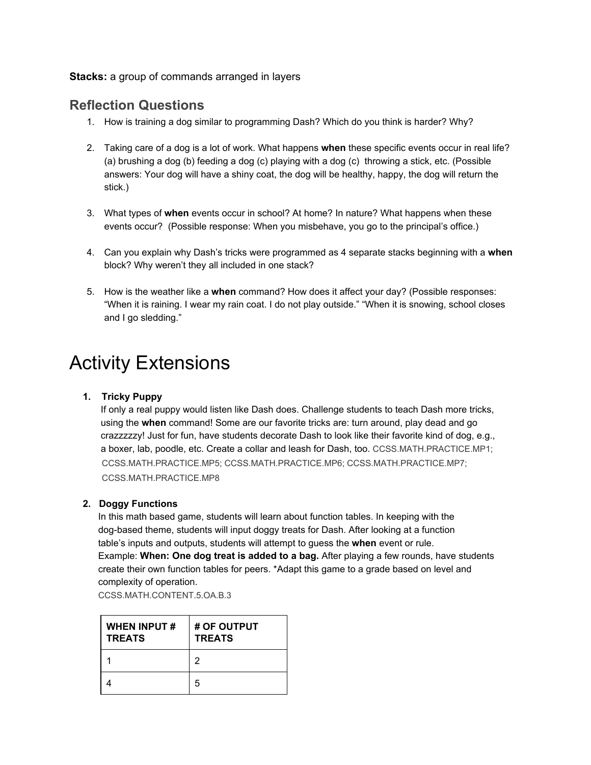**Stacks:** a group of commands arranged in layers

## Reflection Questions

1. How is training a dog similar to programming Dash? Which do you think is harder? Why?

2. Taking care of a dog is a lot of work. What happens **when** these specific events occur in real life? (a) brushing a dog (b) feeding a dog (c) playing with a dog (c) throwing a stick, etc. (Possible answers: Your dog will have a shiny coat, the dog will be healthy, happy, the dog will return the stick.)

3. What types of **when** events occur in school? At home? In nature? What happens when these events occur? (Possible response: When you misbehave, you go to the principal's office.)

4. Can you explain why Dash's tricks were programmed as 4 separate stacks beginning with a **when** block? Why weren't they all included in one stack?

5. How is the weather like a **when** command? How does it affect your day? (Possible responses: "When it is raining. I wear my rain coat. I do not play outside." "When it is snowing, school closes and I go sledding."

# Activity Extensions

1. **Tricky Puppy**
   If only a real puppy would listen like Dash does. Challenge students to teach Dash more tricks, using the **when** command! Some are our favorite tricks are: turn around, play dead and go crazzzzzy! Just for fun, have students decorate Dash to look like their favorite kind of dog, e.g., a boxer, lab, poodle, etc. Create a collar and leash for Dash, too. CCSS.MATH.PRACTICE.MP1; CCSS.MATH.PRACTICE.MP5; CCSS.MATH.PRACTICE.MP6; CCSS.MATH.PRACTICE.MP7; CCSS.MATH.PRACTICE.MP8

2. **Doggy Functions**
   In this math based game, students will learn about function tables. In keeping with the dog-based theme, students will input doggy treats for Dash. After looking at a function table's inputs and outputs, students will attempt to guess the **when** event or rule. Example: **When: One dog treat is added to a bag.** After playing a few rounds, have students create their own function tables for peers. *Adapt this game to a grade based on level and complexity of operation.
   CCSS.MATH.CONTENT.5.OA.B.3

| WHEN INPUT # TREATS | # OF OUTPUT TREATS |
|---|---|
| 1 | 2 |
| 4 | 5 |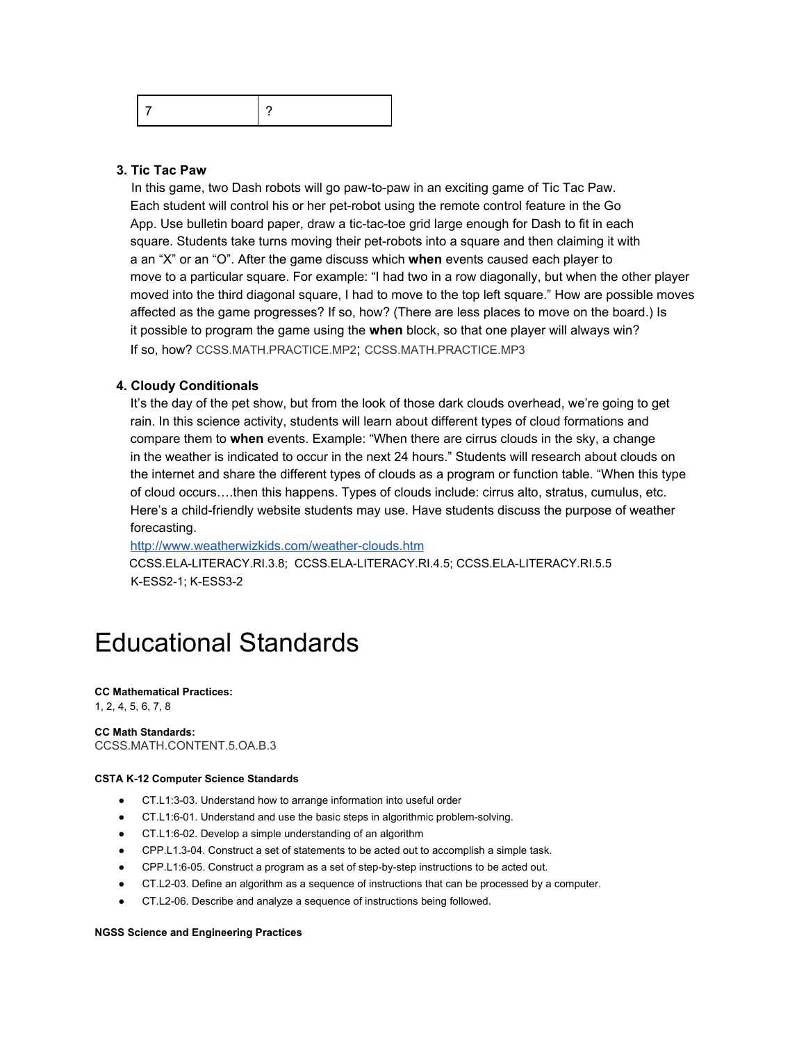| 7 | ? |
|---|---|

3. **Tic Tac Paw**
   In this game, two Dash robots will go paw-to-paw in an exciting game of Tic Tac Paw. Each student will control his or her pet-robot using the remote control feature in the Go App. Use bulletin board paper, draw a tic-tac-toe grid large enough for Dash to fit in each square. Students take turns moving their pet-robots into a square and then claiming it with a an "X" or an "O". After the game discuss which **when** events caused each player to move to a particular square. For example: "I had two in a row diagonally, but when the other player moved into the third diagonal square, I had to move to the top left square." How are possible moves affected as the game progresses? If so, how? (There are less places to move on the board.) Is it possible to program the game using the **when** block, so that one player will always win? If so, how? CCSS.MATH.PRACTICE.MP2; CCSS.MATH.PRACTICE.MP3

4. **Cloudy Conditionals**
   It's the day of the pet show, but from the look of those dark clouds overhead, we're going to get rain. In this science activity, students will learn about different types of cloud formations and compare them to **when** events. Example: "When there are cirrus clouds in the sky, a change in the weather is indicated to occur in the next 24 hours." Students will research about clouds on the internet and share the different types of clouds as a program or function table. "When this type of cloud occurs….then this happens. Types of clouds include: cirrus alto, stratus, cumulus, etc. Here's a child-friendly website students may use. Have students discuss the purpose of weather forecasting.
   http://www.weatherwizkids.com/weather-clouds.htm
   CCSS.ELA-LITERACY.RI.3.8; CCSS.ELA-LITERACY.RI.4.5; CCSS.ELA-LITERACY.RI.5.5
   K-ESS2-1; K-ESS3-2

# Educational Standards

**CC Mathematical Practices:**
1, 2, 4, 5, 6, 7, 8

**CC Math Standards:**
CCSS.MATH.CONTENT.5.OA.B.3

**CSTA K-12 Computer Science Standards**

- CT.L1:3-03. Understand how to arrange information into useful order
- CT.L1:6-01. Understand and use the basic steps in algorithmic problem-solving.
- CT.L1:6-02. Develop a simple understanding of an algorithm
- CPP.L1.3-04. Construct a set of statements to be acted out to accomplish a simple task.
- CPP.L1:6-05. Construct a program as a set of step-by-step instructions to be acted out.
- CT.L2-03. Define an algorithm as a sequence of instructions that can be processed by a computer.
- CT.L2-06. Describe and analyze a sequence of instructions being followed.

**NGSS Science and Engineering Practices**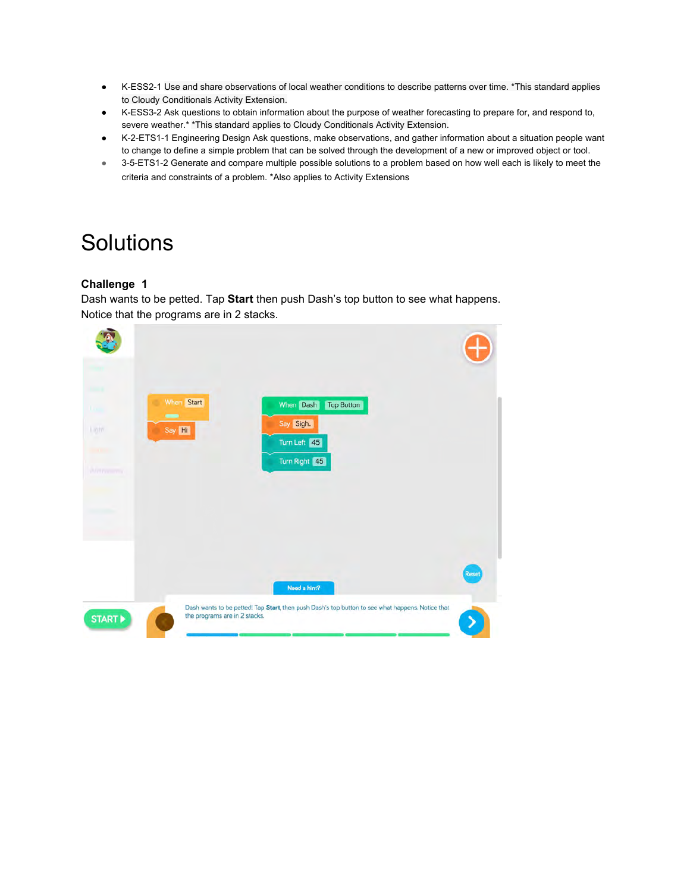- K-ESS2-1 Use and share observations of local weather conditions to describe patterns over time. *This standard applies to Cloudy Conditionals Activity Extension.
- K-ESS3-2 Ask questions to obtain information about the purpose of weather forecasting to prepare for, and respond to, severe weather.* *This standard applies to Cloudy Conditionals Activity Extension.
- K-2-ETS1-1 Engineering Design Ask questions, make observations, and gather information about a situation people want to change to define a simple problem that can be solved through the development of a new or improved object or tool.
- 3-5-ETS1-2 Generate and compare multiple possible solutions to a problem based on how well each is likely to meet the criteria and constraints of a problem. *Also applies to Activity Extensions

# Solutions

**Challenge 1**

Dash wants to be petted. Tap **Start** then push Dash's top button to see what happens. Notice that the programs are in 2 stacks.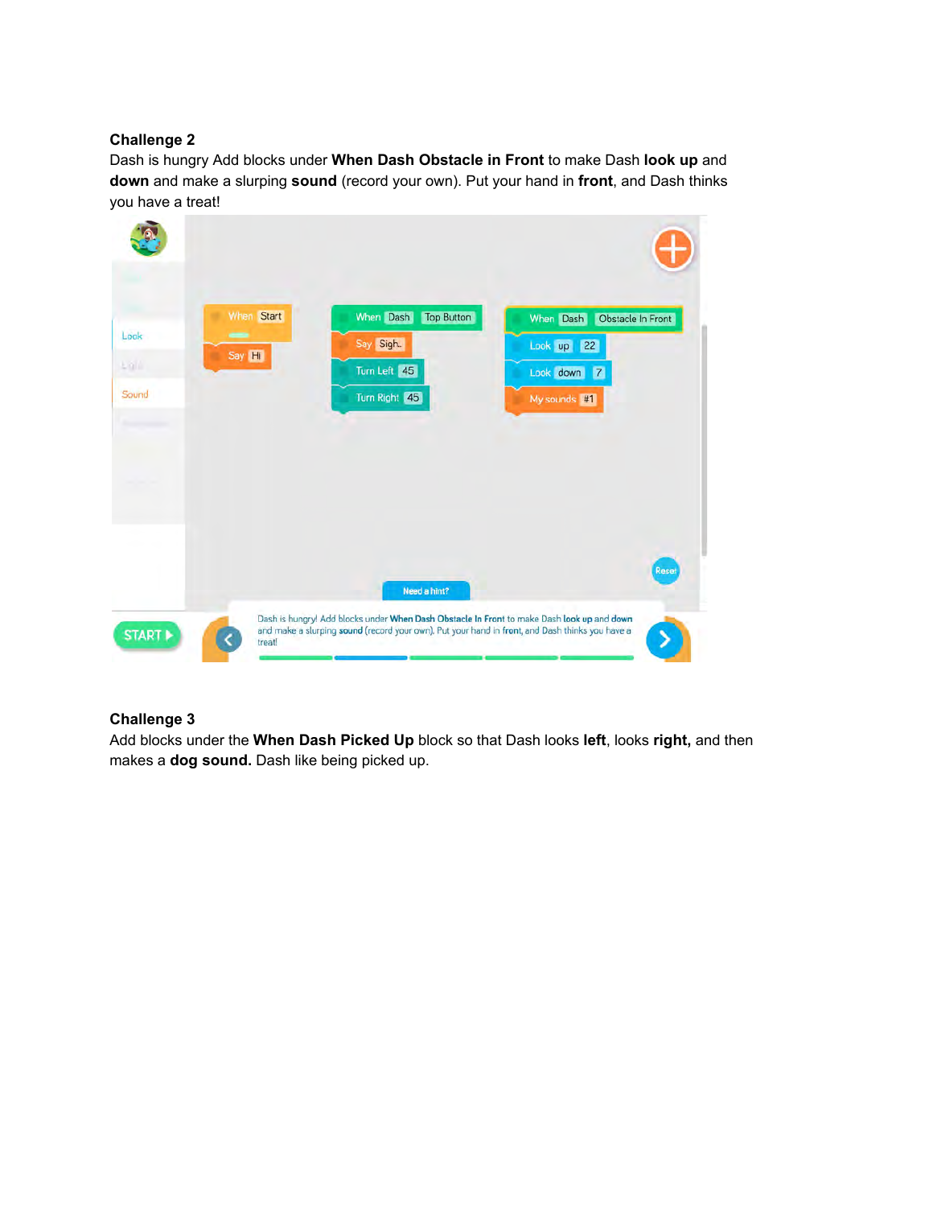**Challenge 2**

Dash is hungry Add blocks under **When Dash Obstacle in Front** to make Dash **look up** and **down** and make a slurping **sound** (record your own). Put your hand in **front**, and Dash thinks you have a treat!

**Challenge 3**

Add blocks under the **When Dash Picked Up** block so that Dash looks **left**, looks **right,** and then makes a **dog sound.** Dash like being picked up.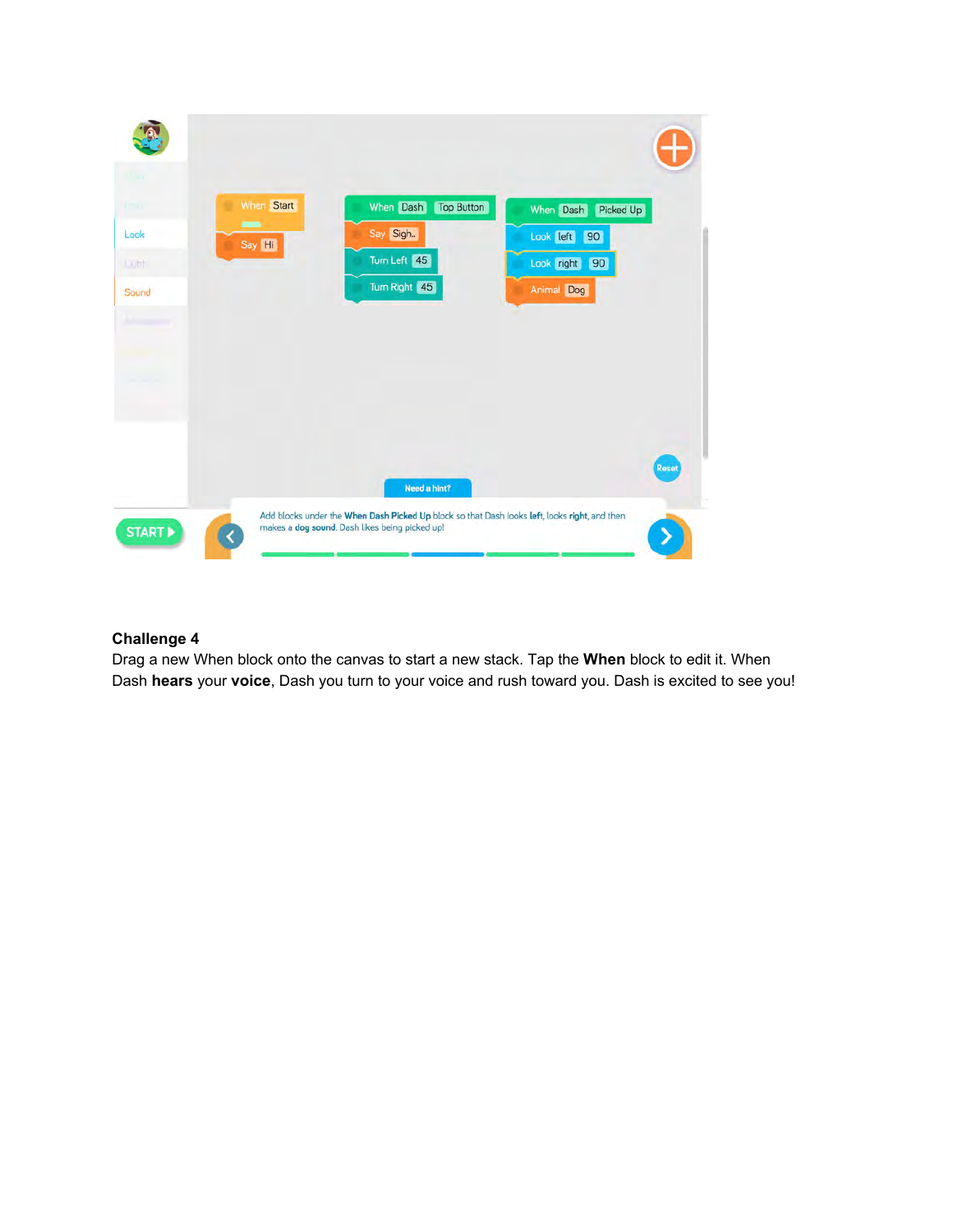**Challenge 4**

Drag a new When block onto the canvas to start a new stack. Tap the **When** block to edit it. When Dash **hears** your **voice**, Dash you turn to your voice and rush toward you. Dash is excited to see you!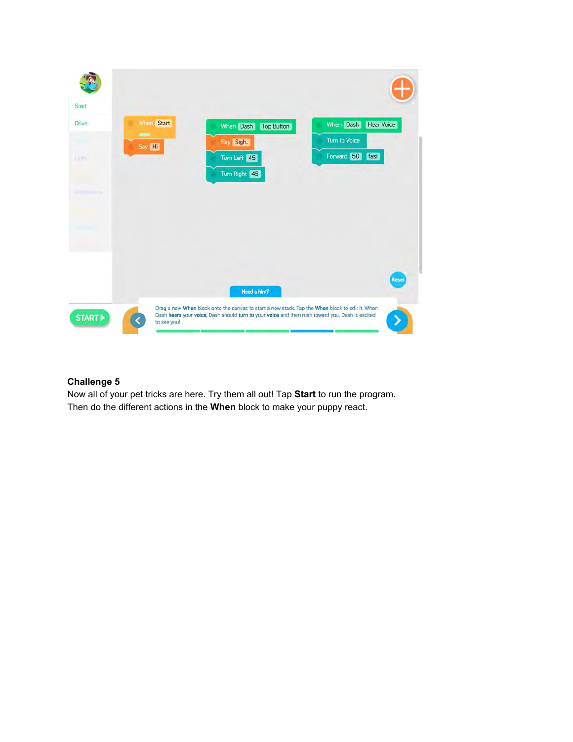## Challenge 5

Now all of your pet tricks are here. Try them all out! Tap **Start** to run the program. Then do the different actions in the **When** block to make your puppy react.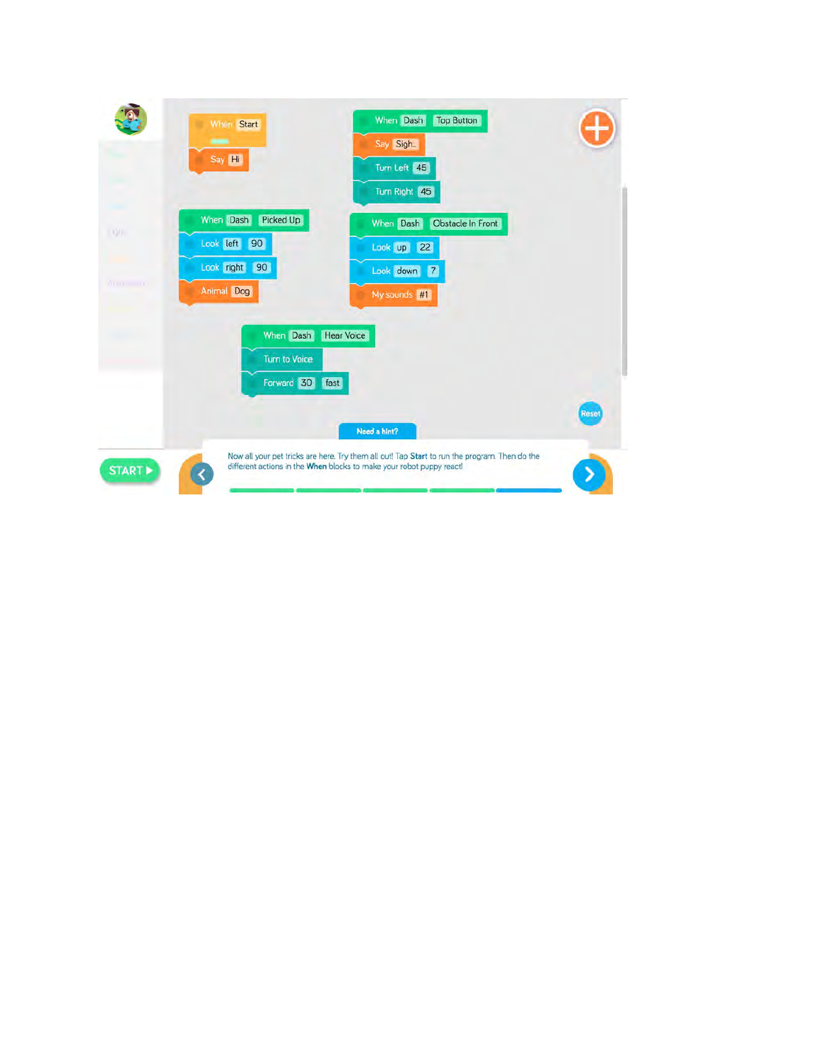When Start

Say Hi

When Dash Top Button

Say Sigh..

Turn Left 45

Turn Right 45

When Dash Picked Up

Look left 90

Look right 90

Animal Dog

When Dash Obstacle In Front

Look up 22

Look down 7

My sounds #1

When Dash Hear Voice

Turn to Voice

Forward 30 fast

Reset

Need a hint?

START

Now all your pet tricks are here. Try them all out! Tap **Start** to run the program. Then do the different actions in the **When** blocks to make your robot puppy react!